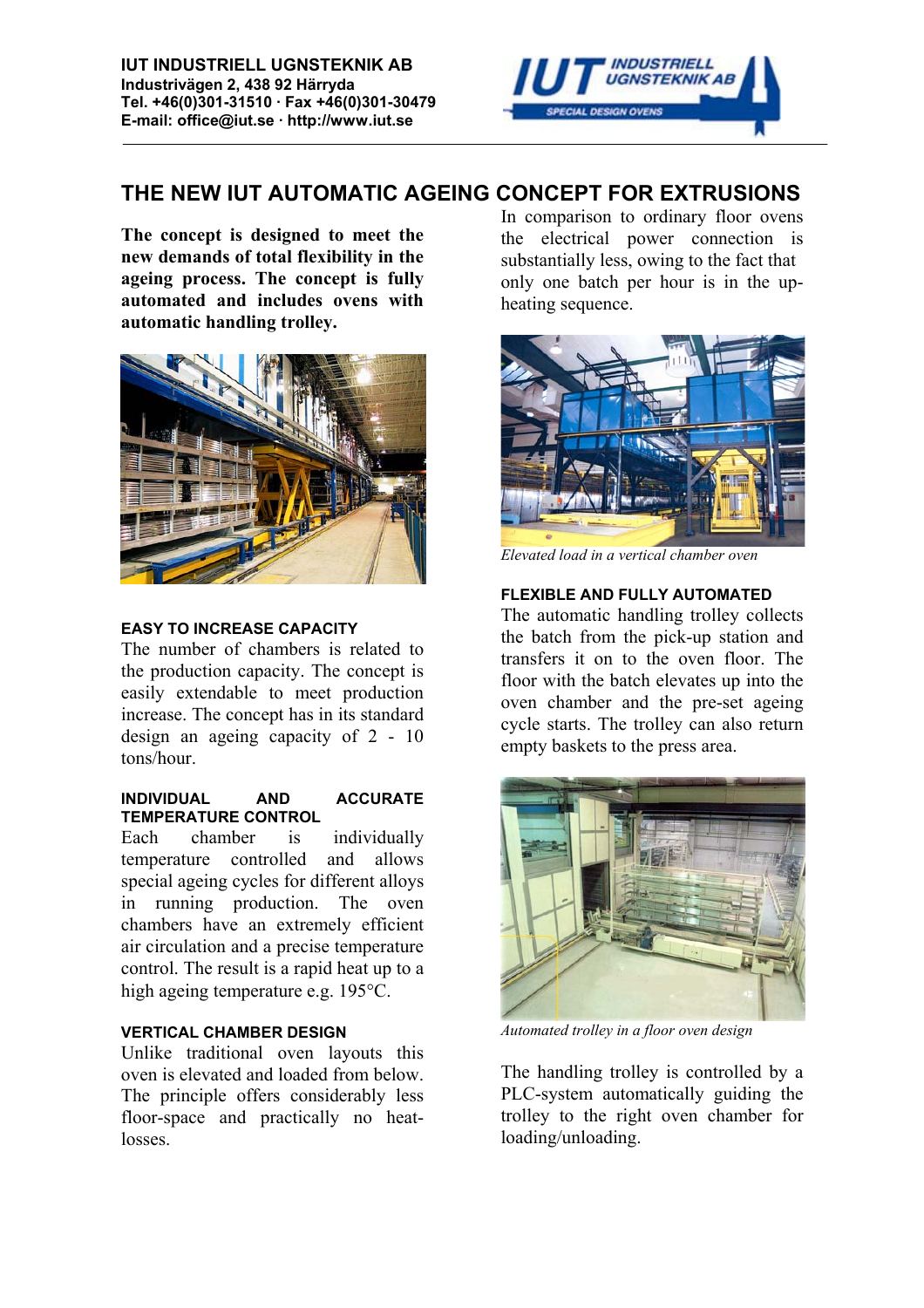**IUT INDUSTRIELL UGNSTEKNIK AB**
**Industrivägen 2, 438 92 Härryda**
**Tel. +46(0)301-31510 · Fax +46(0)301-30479**
**E-mail: office@iut.se · http://www.iut.se**

# THE NEW IUT AUTOMATIC AGEING CONCEPT FOR EXTRUSIONS

**The concept is designed to meet the new demands of total flexibility in the ageing process. The concept is fully automated and includes ovens with automatic handling trolley.**

### EASY TO INCREASE CAPACITY

The number of chambers is related to the production capacity. The concept is easily extendable to meet production increase. The concept has in its standard design an ageing capacity of 2 - 10 tons/hour.

### INDIVIDUAL AND ACCURATE TEMPERATURE CONTROL

Each chamber is individually temperature controlled and allows special ageing cycles for different alloys in running production. The oven chambers have an extremely efficient air circulation and a precise temperature control. The result is a rapid heat up to a high ageing temperature e.g. 195°C.

### VERTICAL CHAMBER DESIGN

Unlike traditional oven layouts this oven is elevated and loaded from below. The principle offers considerably less floor-space and practically no heat-losses.

In comparison to ordinary floor ovens the electrical power connection is substantially less, owing to the fact that only one batch per hour is in the up-heating sequence.

*Elevated load in a vertical chamber oven*

### FLEXIBLE AND FULLY AUTOMATED

The automatic handling trolley collects the batch from the pick-up station and transfers it on to the oven floor. The floor with the batch elevates up into the oven chamber and the pre-set ageing cycle starts. The trolley can also return empty baskets to the press area.

*Automated trolley in a floor oven design*

The handling trolley is controlled by a PLC-system automatically guiding the trolley to the right oven chamber for loading/unloading.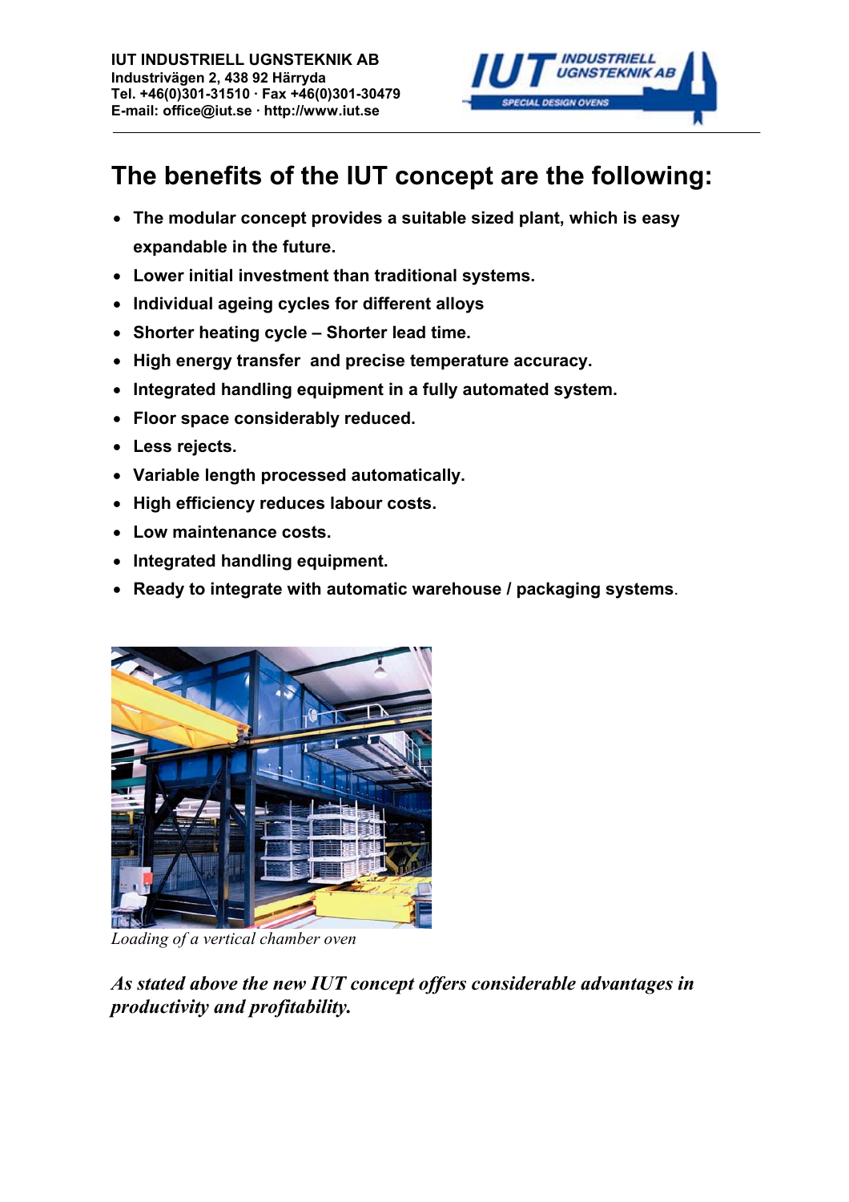**IUT INDUSTRIELL UGNSTEKNIK AB**
**Industrivägen 2, 438 92 Härryda**
**Tel. +46(0)301-31510 · Fax +46(0)301-30479**
**E-mail: office@iut.se · http://www.iut.se**

# The benefits of the IUT concept are the following:

- **The modular concept provides a suitable sized plant, which is easy expandable in the future.**
- **Lower initial investment than traditional systems.**
- **Individual ageing cycles for different alloys**
- **Shorter heating cycle – Shorter lead time.**
- **High energy transfer and precise temperature accuracy.**
- **Integrated handling equipment in a fully automated system.**
- **Floor space considerably reduced.**
- **Less rejects.**
- **Variable length processed automatically.**
- **High efficiency reduces labour costs.**
- **Low maintenance costs.**
- **Integrated handling equipment.**
- **Ready to integrate with automatic warehouse / packaging systems**.

*Loading of a vertical chamber oven*

***As stated above the new IUT concept offers considerable advantages in productivity and profitability.***